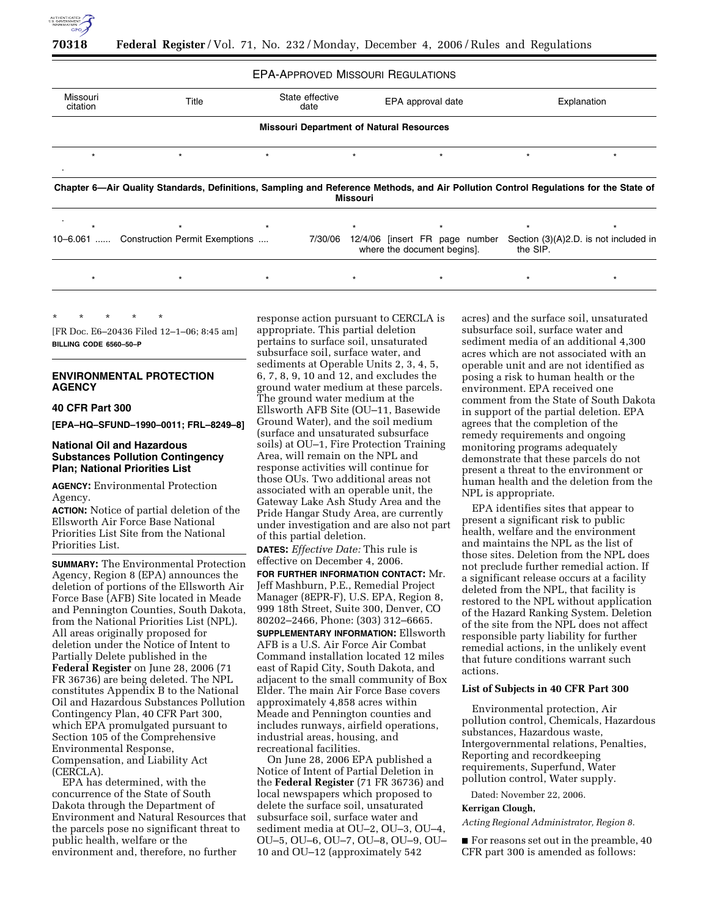EPA-APPROVED MISSOURI REGULATIONS

| Missouri citation | Title | State effective date | EPA approval date | Explanation |
|---|---|---|---|---|
| **Missouri Department of Natural Resources** | | | | |
| * | * | * | * | * |
| **Chapter 6—Air Quality Standards, Definitions, Sampling and Reference Methods, and Air Pollution Control Regulations for the State of Missouri** | | | | |
| * | * | * | * | * |
| 10–6.061 ...... | Construction Permit Exemptions .... | 7/30/06 | 12/4/06 [insert FR page number where the document begins]. | Section (3)(A)2.D. is not included in the SIP. |
| * | * | * | * | * |

\* \* \* \* \*

[FR Doc. E6–20436 Filed 12–1–06; 8:45 am]

**BILLING CODE 6560–50–P**

## ENVIRONMENTAL PROTECTION AGENCY

### 40 CFR Part 300

**[EPA–HQ–SFUND–1990–0011; FRL–8249–8]**

### National Oil and Hazardous Substances Pollution Contingency Plan; National Priorities List

**AGENCY:** Environmental Protection Agency.

**ACTION:** Notice of partial deletion of the Ellsworth Air Force Base National Priorities List Site from the National Priorities List.

**SUMMARY:** The Environmental Protection Agency, Region 8 (EPA) announces the deletion of portions of the Ellsworth Air Force Base (AFB) Site located in Meade and Pennington Counties, South Dakota, from the National Priorities List (NPL). All areas originally proposed for deletion under the Notice of Intent to Partially Delete published in the **Federal Register** on June 28, 2006 (71 FR 36736) are being deleted. The NPL constitutes Appendix B to the National Oil and Hazardous Substances Pollution Contingency Plan, 40 CFR Part 300, which EPA promulgated pursuant to Section 105 of the Comprehensive Environmental Response, Compensation, and Liability Act (CERCLA).

EPA has determined, with the concurrence of the State of South Dakota through the Department of Environment and Natural Resources that the parcels pose no significant threat to public health, welfare or the environment and, therefore, no further response action pursuant to CERCLA is appropriate. This partial deletion pertains to surface soil, unsaturated subsurface soil, surface water, and sediments at Operable Units 2, 3, 4, 5, 6, 7, 8, 9, 10 and 12, and excludes the ground water medium at these parcels. The ground water medium at the Ellsworth AFB Site (OU–11, Basewide Ground Water), and the soil medium (surface and unsaturated subsurface soils) at OU–1, Fire Protection Training Area, will remain on the NPL and response activities will continue for those OUs. Two additional areas not associated with an operable unit, the Gateway Lake Ash Study Area and the Pride Hangar Study Area, are currently under investigation and are also not part of this partial deletion.

**DATES:** *Effective Date:* This rule is effective on December 4, 2006.

**FOR FURTHER INFORMATION CONTACT:** Mr. Jeff Mashburn, P.E., Remedial Project Manager (8EPR-F), U.S. EPA, Region 8, 999 18th Street, Suite 300, Denver, CO 80202–2466, Phone: (303) 312–6665.

**SUPPLEMENTARY INFORMATION:** Ellsworth AFB is a U.S. Air Force Air Combat Command installation located 12 miles east of Rapid City, South Dakota, and adjacent to the small community of Box Elder. The main Air Force Base covers approximately 4,858 acres within Meade and Pennington counties and includes runways, airfield operations, industrial areas, housing, and recreational facilities.

On June 28, 2006 EPA published a Notice of Intent of Partial Deletion in the **Federal Register** (71 FR 36736) and local newspapers which proposed to delete the surface soil, unsaturated subsurface soil, surface water and sediment media at OU–2, OU–3, OU–4, OU–5, OU–6, OU–7, OU–8, OU–9, OU–10 and OU–12 (approximately 542 acres) and the surface soil, unsaturated subsurface soil, surface water and sediment media of an additional 4,300 acres which are not associated with an operable unit and are not identified as posing a risk to human health or the environment. EPA received one comment from the State of South Dakota in support of the partial deletion. EPA agrees that the completion of the remedy requirements and ongoing monitoring programs adequately demonstrate that these parcels do not present a threat to the environment or human health and the deletion from the NPL is appropriate.

EPA identifies sites that appear to present a significant risk to public health, welfare and the environment and maintains the NPL as the list of those sites. Deletion from the NPL does not preclude further remedial action. If a significant release occurs at a facility deleted from the NPL, that facility is restored to the NPL without application of the Hazard Ranking System. Deletion of the site from the NPL does not affect responsible party liability for further remedial actions, in the unlikely event that future conditions warrant such actions.

### List of Subjects in 40 CFR Part 300

Environmental protection, Air pollution control, Chemicals, Hazardous substances, Hazardous waste, Intergovernmental relations, Penalties, Reporting and recordkeeping requirements, Superfund, Water pollution control, Water supply.

Dated: November 22, 2006.

**Kerrigan Clough,**

*Acting Regional Administrator, Region 8.*

■ For reasons set out in the preamble, 40 CFR part 300 is amended as follows: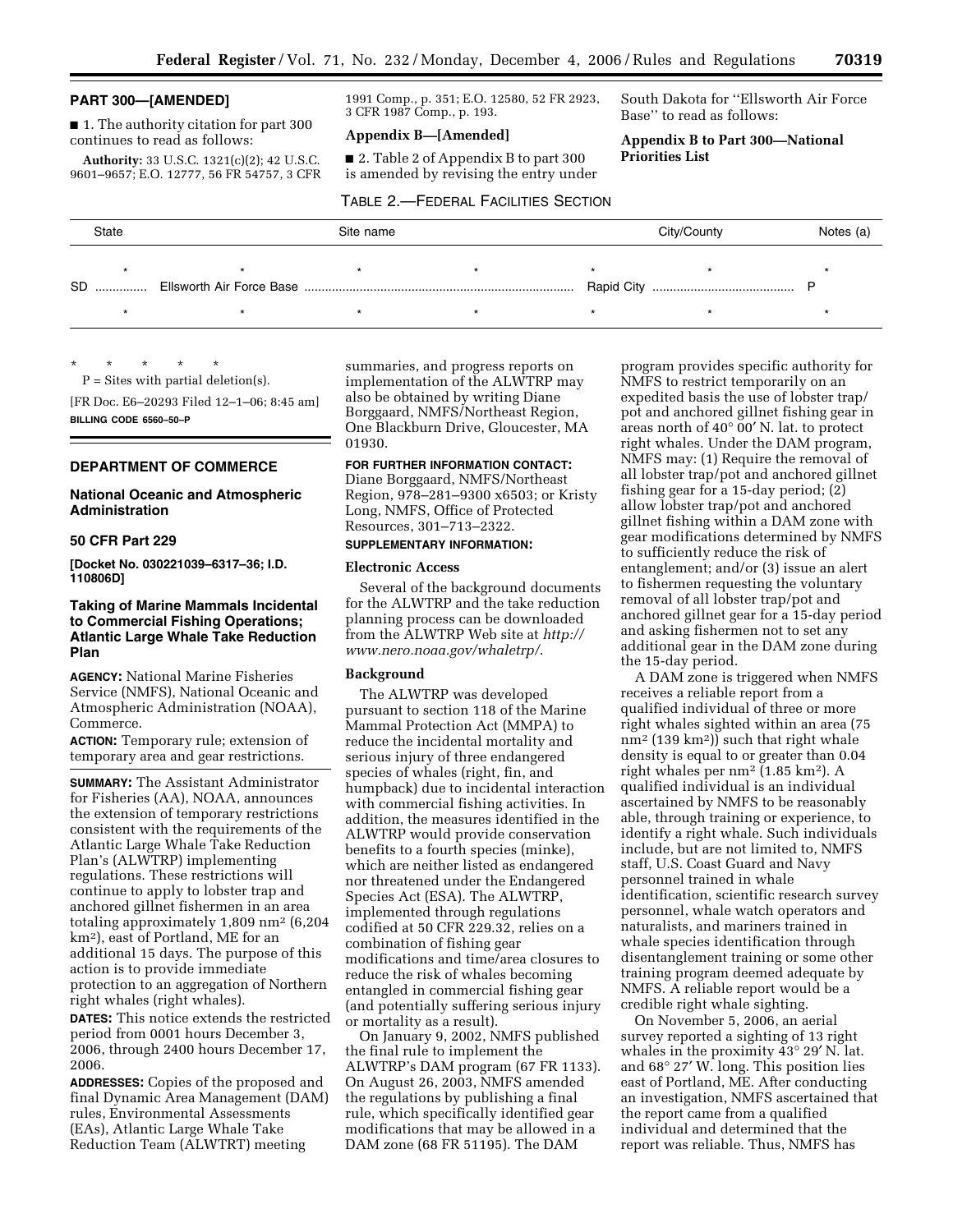## PART 300—[AMENDED]

■ 1. The authority citation for part 300 continues to read as follows:

**Authority:** 33 U.S.C. 1321(c)(2); 42 U.S.C. 9601–9657; E.O. 12777, 56 FR 54757, 3 CFR 1991 Comp., p. 351; E.O. 12580, 52 FR 2923, 3 CFR 1987 Comp., p. 193.

### Appendix B—[Amended]

■ 2. Table 2 of Appendix B to part 300 is amended by revising the entry under South Dakota for ''Ellsworth Air Force Base'' to read as follows:

### Appendix B to Part 300—National Priorities List

TABLE 2.—FEDERAL FACILITIES SECTION

| State | Site name | City/County | Notes (a) |
|---|---|---|---|
| * | * * * | * * | * |
| SD | Ellsworth Air Force Base | Rapid City | P |
| * | * * * | * * | * |

\* \* \* \* \*

P = Sites with partial deletion(s).

[FR Doc. E6–20293 Filed 12–1–06; 8:45 am]

**BILLING CODE 6560–50–P**

---

## DEPARTMENT OF COMMERCE

### National Oceanic and Atmospheric Administration

### 50 CFR Part 229

**[Docket No. 030221039–6317–36; I.D. 110806D]**

### Taking of Marine Mammals Incidental to Commercial Fishing Operations; Atlantic Large Whale Take Reduction Plan

**AGENCY:** National Marine Fisheries Service (NMFS), National Oceanic and Atmospheric Administration (NOAA), Commerce.

**ACTION:** Temporary rule; extension of temporary area and gear restrictions.

**SUMMARY:** The Assistant Administrator for Fisheries (AA), NOAA, announces the extension of temporary restrictions consistent with the requirements of the Atlantic Large Whale Take Reduction Plan's (ALWTRP) implementing regulations. These restrictions will continue to apply to lobster trap and anchored gillnet fishermen in an area totaling approximately 1,809 nm² (6,204 km²), east of Portland, ME for an additional 15 days. The purpose of this action is to provide immediate protection to an aggregation of Northern right whales (right whales).

**DATES:** This notice extends the restricted period from 0001 hours December 3, 2006, through 2400 hours December 17, 2006.

**ADDRESSES:** Copies of the proposed and final Dynamic Area Management (DAM) rules, Environmental Assessments (EAs), Atlantic Large Whale Take Reduction Team (ALWTRT) meeting summaries, and progress reports on implementation of the ALWTRP may also be obtained by writing Diane Borggaard, NMFS/Northeast Region, One Blackburn Drive, Gloucester, MA 01930.

**FOR FURTHER INFORMATION CONTACT:** Diane Borggaard, NMFS/Northeast Region, 978–281–9300 x6503; or Kristy Long, NMFS, Office of Protected Resources, 301–713–2322.

**SUPPLEMENTARY INFORMATION:**

#### Electronic Access

Several of the background documents for the ALWTRP and the take reduction planning process can be downloaded from the ALWTRP Web site at *http://www.nero.noaa.gov/whaletrp/*.

#### Background

The ALWTRP was developed pursuant to section 118 of the Marine Mammal Protection Act (MMPA) to reduce the incidental mortality and serious injury of three endangered species of whales (right, fin, and humpback) due to incidental interaction with commercial fishing activities. In addition, the measures identified in the ALWTRP would provide conservation benefits to a fourth species (minke), which are neither listed as endangered nor threatened under the Endangered Species Act (ESA). The ALWTRP, implemented through regulations codified at 50 CFR 229.32, relies on a combination of fishing gear modifications and time/area closures to reduce the risk of whales becoming entangled in commercial fishing gear (and potentially suffering serious injury or mortality as a result).

On January 9, 2002, NMFS published the final rule to implement the ALWTRP's DAM program (67 FR 1133). On August 26, 2003, NMFS amended the regulations by publishing a final rule, which specifically identified gear modifications that may be allowed in a DAM zone (68 FR 51195). The DAM program provides specific authority for NMFS to restrict temporarily on an expedited basis the use of lobster trap/pot and anchored gillnet fishing gear in areas north of 40° 00′ N. lat. to protect right whales. Under the DAM program, NMFS may: (1) Require the removal of all lobster trap/pot and anchored gillnet fishing gear for a 15-day period; (2) allow lobster trap/pot and anchored gillnet fishing within a DAM zone with gear modifications determined by NMFS to sufficiently reduce the risk of entanglement; and/or (3) issue an alert to fishermen requesting the voluntary removal of all lobster trap/pot and anchored gillnet gear for a 15-day period and asking fishermen not to set any additional gear in the DAM zone during the 15-day period.

A DAM zone is triggered when NMFS receives a reliable report from a qualified individual of three or more right whales sighted within an area (75 nm² (139 km²)) such that right whale density is equal to or greater than 0.04 right whales per nm² (1.85 km²). A qualified individual is an individual ascertained by NMFS to be reasonably able, through training or experience, to identify a right whale. Such individuals include, but are not limited to, NMFS staff, U.S. Coast Guard and Navy personnel trained in whale identification, scientific research survey personnel, whale watch operators and naturalists, and mariners trained in whale species identification through disentanglement training or some other training program deemed adequate by NMFS. A reliable report would be a credible right whale sighting.

On November 5, 2006, an aerial survey reported a sighting of 13 right whales in the proximity 43° 29′ N. lat. and 68° 27′ W. long. This position lies east of Portland, ME. After conducting an investigation, NMFS ascertained that the report came from a qualified individual and determined that the report was reliable. Thus, NMFS has